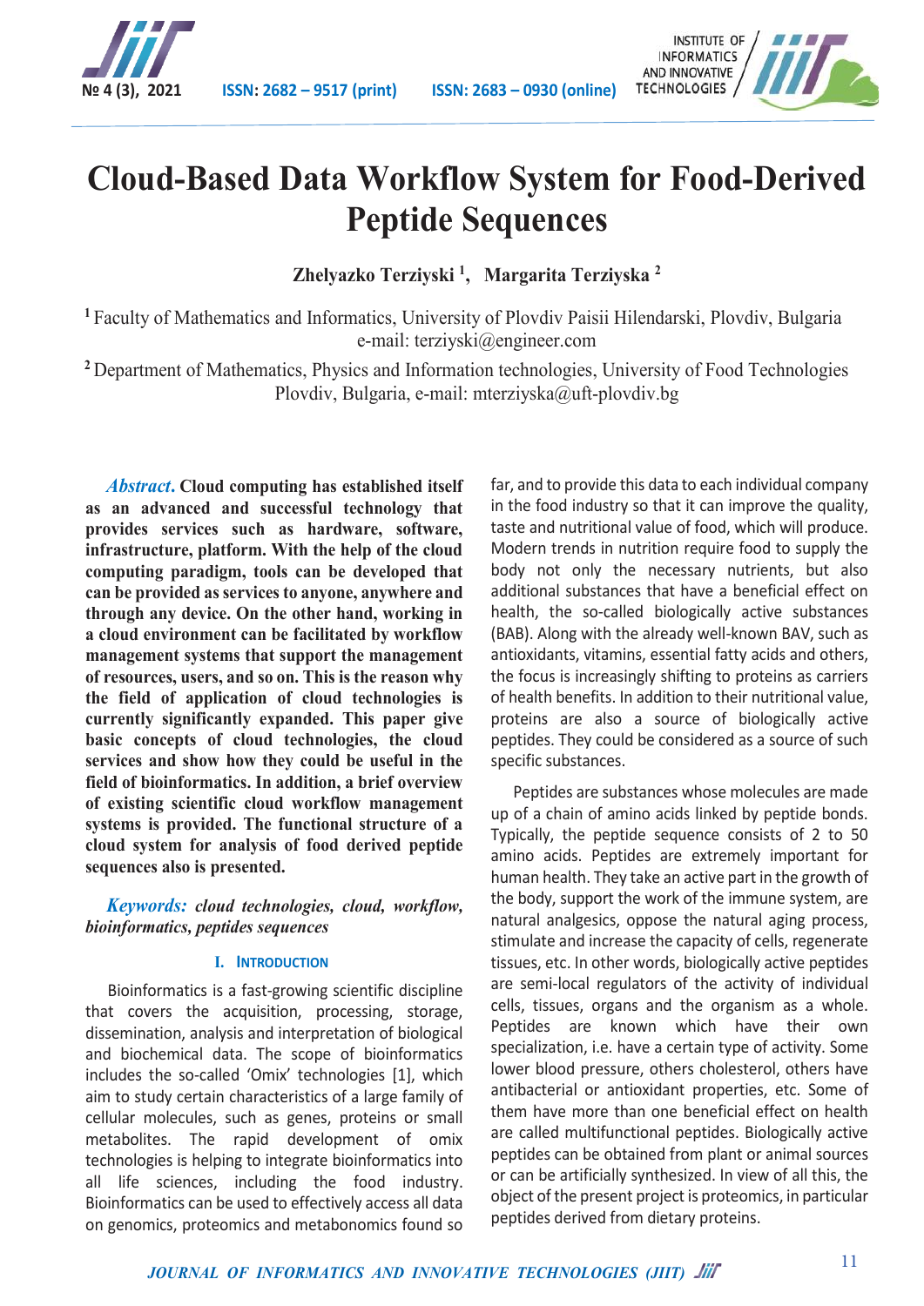# Cloud-Based Data Workflow System for Food-Derived Peptide Sequences

**Zhelyazko Terziyski [1], Margarita Terziyska [2]**

[1] Faculty of Mathematics and Informatics, University of Plovdiv Paisii Hilendarski, Plovdiv, Bulgaria e-mail: terziyski@engineer.com

[2] Department of Mathematics, Physics and Information technologies, University of Food Technologies Plovdiv, Bulgaria, e-mail: mterziyska@uft-plovdiv.bg

***Abstract*. Cloud computing has established itself as an advanced and successful technology that provides services such as hardware, software, infrastructure, platform. With the help of the cloud computing paradigm, tools can be developed that can be provided as services to anyone, anywhere and through any device. On the other hand, working in a cloud environment can be facilitated by workflow management systems that support the management of resources, users, and so on. This is the reason why the field of application of cloud technologies is currently significantly expanded. This paper give basic concepts of cloud technologies, the cloud services and show how they could be useful in the field of bioinformatics. In addition, a brief overview of existing scientific cloud workflow management systems is provided. The functional structure of a cloud system for analysis of food derived peptide sequences also is presented.**

***Keywords:*** *cloud technologies, cloud, workflow, bioinformatics, peptides sequences*

## I. Introduction

Bioinformatics is a fast-growing scientific discipline that covers the acquisition, processing, storage, dissemination, analysis and interpretation of biological and biochemical data. The scope of bioinformatics includes the so-called 'Omix' technologies [1], which aim to study certain characteristics of a large family of cellular molecules, such as genes, proteins or small metabolites. The rapid development of omix technologies is helping to integrate bioinformatics into all life sciences, including the food industry. Bioinformatics can be used to effectively access all data on genomics, proteomics and metabonomics found so far, and to provide this data to each individual company in the food industry so that it can improve the quality, taste and nutritional value of food, which will produce. Modern trends in nutrition require food to supply the body not only the necessary nutrients, but also additional substances that have a beneficial effect on health, the so-called biologically active substances (BAB). Along with the already well-known BAV, such as antioxidants, vitamins, essential fatty acids and others, the focus is increasingly shifting to proteins as carriers of health benefits. In addition to their nutritional value, proteins are also a source of biologically active peptides. They could be considered as a source of such specific substances.

Peptides are substances whose molecules are made up of a chain of amino acids linked by peptide bonds. Typically, the peptide sequence consists of 2 to 50 amino acids. Peptides are extremely important for human health. They take an active part in the growth of the body, support the work of the immune system, are natural analgesics, oppose the natural aging process, stimulate and increase the capacity of cells, regenerate tissues, etc. In other words, biologically active peptides are semi-local regulators of the activity of individual cells, tissues, organs and the organism as a whole. Peptides are known which have their own specialization, i.e. have a certain type of activity. Some lower blood pressure, others cholesterol, others have antibacterial or antioxidant properties, etc. Some of them have more than one beneficial effect on health are called multifunctional peptides. Biologically active peptides can be obtained from plant or animal sources or can be artificially synthesized. In view of all this, the object of the present project is proteomics, in particular peptides derived from dietary proteins.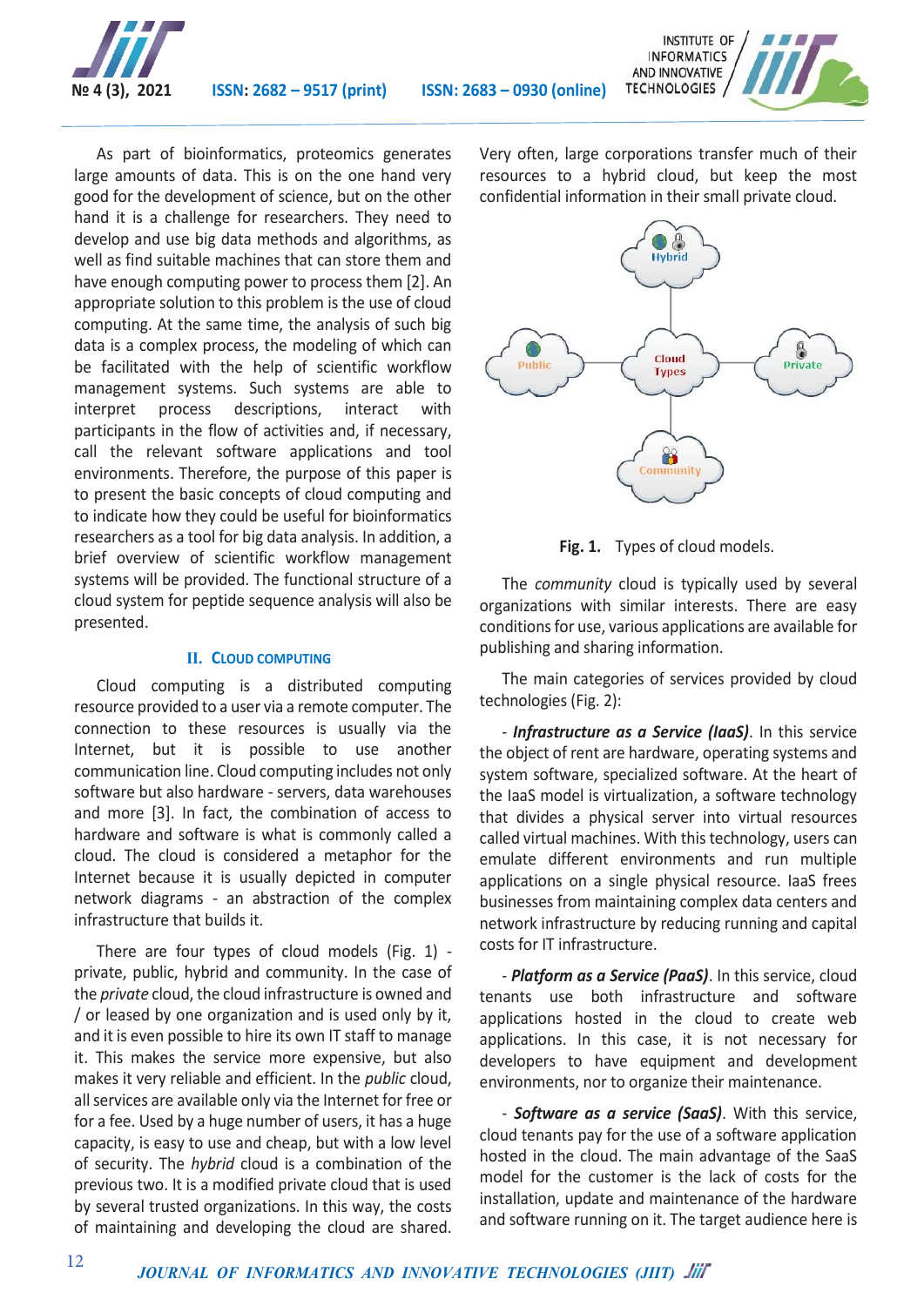As part of bioinformatics, proteomics generates large amounts of data. This is on the one hand very good for the development of science, but on the other hand it is a challenge for researchers. They need to develop and use big data methods and algorithms, as well as find suitable machines that can store them and have enough computing power to process them [2]. An appropriate solution to this problem is the use of cloud computing. At the same time, the analysis of such big data is a complex process, the modeling of which can be facilitated with the help of scientific workflow management systems. Such systems are able to interpret process descriptions, interact with participants in the flow of activities and, if necessary, call the relevant software applications and tool environments. Therefore, the purpose of this paper is to present the basic concepts of cloud computing and to indicate how they could be useful for bioinformatics researchers as a tool for big data analysis. In addition, a brief overview of scientific workflow management systems will be provided. The functional structure of a cloud system for peptide sequence analysis will also be presented.

## II. Cloud Computing

Cloud computing is a distributed computing resource provided to a user via a remote computer. The connection to these resources is usually via the Internet, but it is possible to use another communication line. Cloud computing includes not only software but also hardware - servers, data warehouses and more [3]. In fact, the combination of access to hardware and software is what is commonly called a cloud. The cloud is considered a metaphor for the Internet because it is usually depicted in computer network diagrams - an abstraction of the complex infrastructure that builds it.

There are four types of cloud models (Fig. 1) - private, public, hybrid and community. In the case of the *private* cloud, the cloud infrastructure is owned and / or leased by one organization and is used only by it, and it is even possible to hire its own IT staff to manage it. This makes the service more expensive, but also makes it very reliable and efficient. In the *public* cloud, all services are available only via the Internet for free or for a fee. Used by a huge number of users, it has a huge capacity, is easy to use and cheap, but with a low level of security. The *hybrid* cloud is a combination of the previous two. It is a modified private cloud that is used by several trusted organizations. In this way, the costs of maintaining and developing the cloud are shared. Very often, large corporations transfer much of their resources to a hybrid cloud, but keep the most confidential information in their small private cloud.

**Fig. 1.** Types of cloud models.

The *community* cloud is typically used by several organizations with similar interests. There are easy conditions for use, various applications are available for publishing and sharing information.

The main categories of services provided by cloud technologies (Fig. 2):

- ***Infrastructure as a Service (IaaS)***. In this service the object of rent are hardware, operating systems and system software, specialized software. At the heart of the IaaS model is virtualization, a software technology that divides a physical server into virtual resources called virtual machines. With this technology, users can emulate different environments and run multiple applications on a single physical resource. IaaS frees businesses from maintaining complex data centers and network infrastructure by reducing running and capital costs for IT infrastructure.

- ***Platform as a Service (PaaS)***. In this service, cloud tenants use both infrastructure and software applications hosted in the cloud to create web applications. In this case, it is not necessary for developers to have equipment and development environments, nor to organize their maintenance.

- ***Software as a service (SaaS)***. With this service, cloud tenants pay for the use of a software application hosted in the cloud. The main advantage of the SaaS model for the customer is the lack of costs for the installation, update and maintenance of the hardware and software running on it. The target audience here is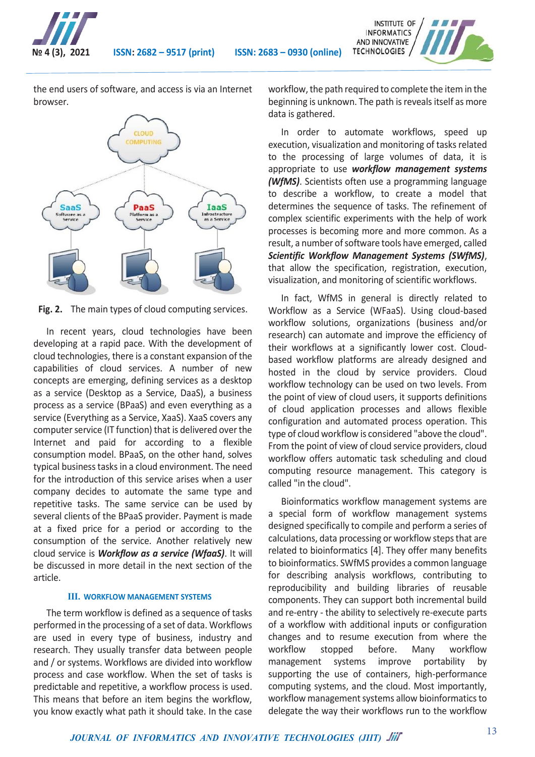the end users of software, and access is via an Internet browser.

**Fig. 2.** The main types of cloud computing services.

In recent years, cloud technologies have been developing at a rapid pace. With the development of cloud technologies, there is a constant expansion of the capabilities of cloud services. A number of new concepts are emerging, defining services as a desktop as a service (Desktop as a Service, DaaS), a business process as a service (BPaaS) and even everything as a service (Everything as a Service, XaaS). XaaS covers any computer service (IT function) that is delivered over the Internet and paid for according to a flexible consumption model. BPaaS, on the other hand, solves typical business tasks in a cloud environment. The need for the introduction of this service arises when a user company decides to automate the same type and repetitive tasks. The same service can be used by several clients of the BPaaS provider. Payment is made at a fixed price for a period or according to the consumption of the service. Another relatively new cloud service is ***Workflow as a service (WfaaS)***. It will be discussed in more detail in the next section of the article.

## III. WORKFLOW MANAGEMENT SYSTEMS

The term workflow is defined as a sequence of tasks performed in the processing of a set of data. Workflows are used in every type of business, industry and research. They usually transfer data between people and / or systems. Workflows are divided into workflow process and case workflow. When the set of tasks is predictable and repetitive, a workflow process is used. This means that before an item begins the workflow, you know exactly what path it should take. In the case workflow, the path required to complete the item in the beginning is unknown. The path is reveals itself as more data is gathered.

In order to automate workflows, speed up execution, visualization and monitoring of tasks related to the processing of large volumes of data, it is appropriate to use ***workflow management systems (WfMS)***. Scientists often use a programming language to describe a workflow, to create a model that determines the sequence of tasks. The refinement of complex scientific experiments with the help of work processes is becoming more and more common. As a result, a number of software tools have emerged, called ***Scientific Workflow Management Systems (SWfMS)***, that allow the specification, registration, execution, visualization, and monitoring of scientific workflows.

In fact, WfMS in general is directly related to Workflow as a Service (WFaaS). Using cloud-based workflow solutions, organizations (business and/or research) can automate and improve the efficiency of their workflows at a significantly lower cost. Cloud-based workflow platforms are already designed and hosted in the cloud by service providers. Cloud workflow technology can be used on two levels. From the point of view of cloud users, it supports definitions of cloud application processes and allows flexible configuration and automated process operation. This type of cloud workflow is considered "above the cloud". From the point of view of cloud service providers, cloud workflow offers automatic task scheduling and cloud computing resource management. This category is called "in the cloud".

Bioinformatics workflow management systems are a special form of workflow management systems designed specifically to compile and perform a series of calculations, data processing or workflow steps that are related to bioinformatics [4]. They offer many benefits to bioinformatics. SWfMS provides a common language for describing analysis workflows, contributing to reproducibility and building libraries of reusable components. They can support both incremental build and re-entry - the ability to selectively re-execute parts of a workflow with additional inputs or configuration changes and to resume execution from where the workflow stopped before. Many workflow management systems improve portability by supporting the use of containers, high-performance computing systems, and the cloud. Most importantly, workflow management systems allow bioinformatics to delegate the way their workflows run to the workflow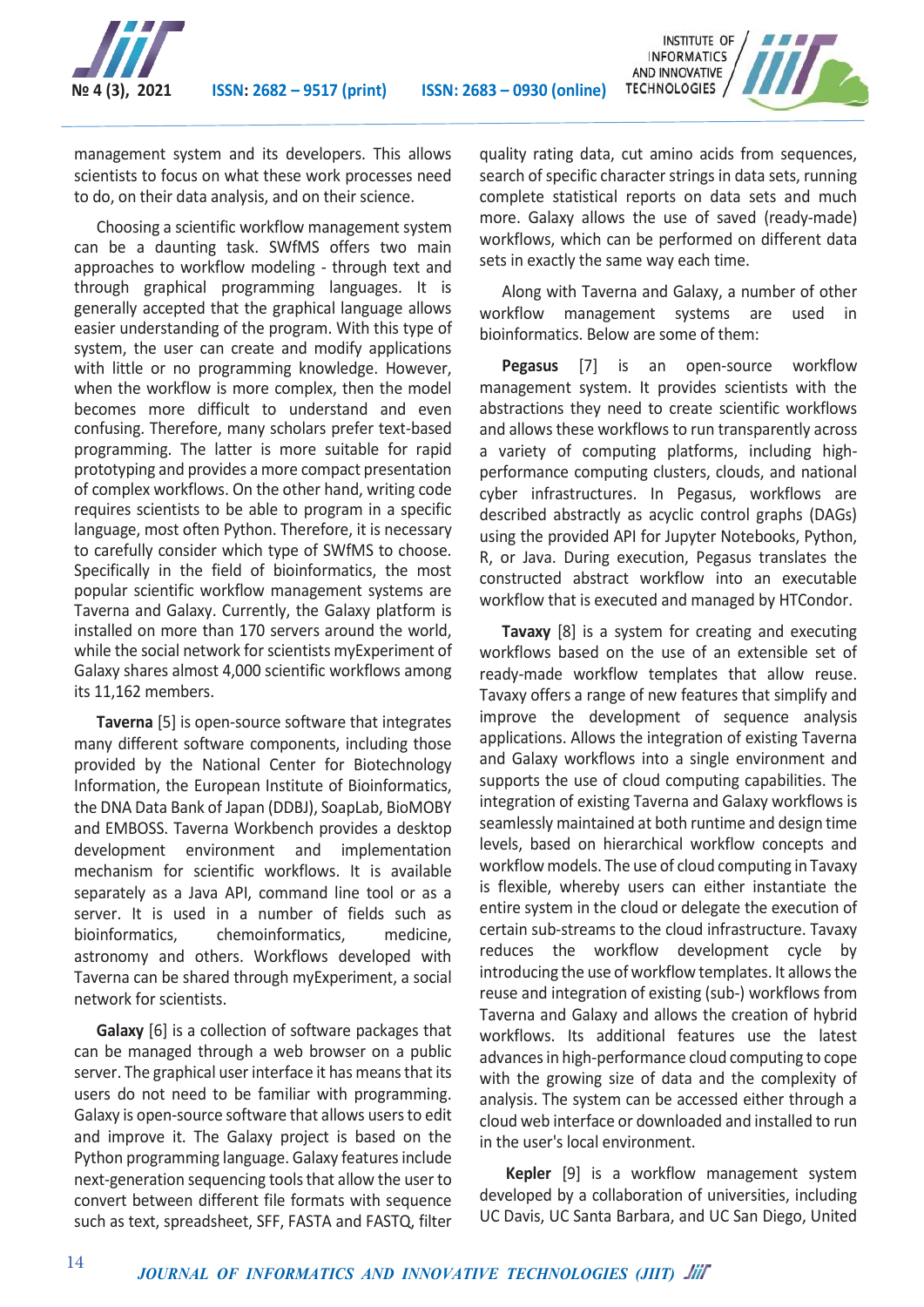management system and its developers. This allows scientists to focus on what these work processes need to do, on their data analysis, and on their science.

Choosing a scientific workflow management system can be a daunting task. SWfMS offers two main approaches to workflow modeling - through text and through graphical programming languages. It is generally accepted that the graphical language allows easier understanding of the program. With this type of system, the user can create and modify applications with little or no programming knowledge. However, when the workflow is more complex, then the model becomes more difficult to understand and even confusing. Therefore, many scholars prefer text-based programming. The latter is more suitable for rapid prototyping and provides a more compact presentation of complex workflows. On the other hand, writing code requires scientists to be able to program in a specific language, most often Python. Therefore, it is necessary to carefully consider which type of SWfMS to choose. Specifically in the field of bioinformatics, the most popular scientific workflow management systems are Taverna and Galaxy. Currently, the Galaxy platform is installed on more than 170 servers around the world, while the social network for scientists myExperiment of Galaxy shares almost 4,000 scientific workflows among its 11,162 members.

**Taverna** [5] is open-source software that integrates many different software components, including those provided by the National Center for Biotechnology Information, the European Institute of Bioinformatics, the DNA Data Bank of Japan (DDBJ), SoapLab, BioMOBY and EMBOSS. Taverna Workbench provides a desktop development environment and implementation mechanism for scientific workflows. It is available separately as a Java API, command line tool or as a server. It is used in a number of fields such as bioinformatics, chemoinformatics, medicine, astronomy and others. Workflows developed with Taverna can be shared through myExperiment, a social network for scientists.

**Galaxy** [6] is a collection of software packages that can be managed through a web browser on a public server. The graphical user interface it has means that its users do not need to be familiar with programming. Galaxy is open-source software that allows users to edit and improve it. The Galaxy project is based on the Python programming language. Galaxy features include next-generation sequencing tools that allow the user to convert between different file formats with sequence such as text, spreadsheet, SFF, FASTA and FASTQ, filter quality rating data, cut amino acids from sequences, search of specific character strings in data sets, running complete statistical reports on data sets and much more. Galaxy allows the use of saved (ready-made) workflows, which can be performed on different data sets in exactly the same way each time.

Along with Taverna and Galaxy, a number of other workflow management systems are used in bioinformatics. Below are some of them:

**Pegasus** [7] is an open-source workflow management system. It provides scientists with the abstractions they need to create scientific workflows and allows these workflows to run transparently across a variety of computing platforms, including high-performance computing clusters, clouds, and national cyber infrastructures. In Pegasus, workflows are described abstractly as acyclic control graphs (DAGs) using the provided API for Jupyter Notebooks, Python, R, or Java. During execution, Pegasus translates the constructed abstract workflow into an executable workflow that is executed and managed by HTCondor.

**Tavaxy** [8] is a system for creating and executing workflows based on the use of an extensible set of ready-made workflow templates that allow reuse. Tavaxy offers a range of new features that simplify and improve the development of sequence analysis applications. Allows the integration of existing Taverna and Galaxy workflows into a single environment and supports the use of cloud computing capabilities. The integration of existing Taverna and Galaxy workflows is seamlessly maintained at both runtime and design time levels, based on hierarchical workflow concepts and workflow models. The use of cloud computing in Tavaxy is flexible, whereby users can either instantiate the entire system in the cloud or delegate the execution of certain sub-streams to the cloud infrastructure. Tavaxy reduces the workflow development cycle by introducing the use of workflow templates. It allows the reuse and integration of existing (sub-) workflows from Taverna and Galaxy and allows the creation of hybrid workflows. Its additional features use the latest advances in high-performance cloud computing to cope with the growing size of data and the complexity of analysis. The system can be accessed either through a cloud web interface or downloaded and installed to run in the user's local environment.

**Kepler** [9] is a workflow management system developed by a collaboration of universities, including UC Davis, UC Santa Barbara, and UC San Diego, United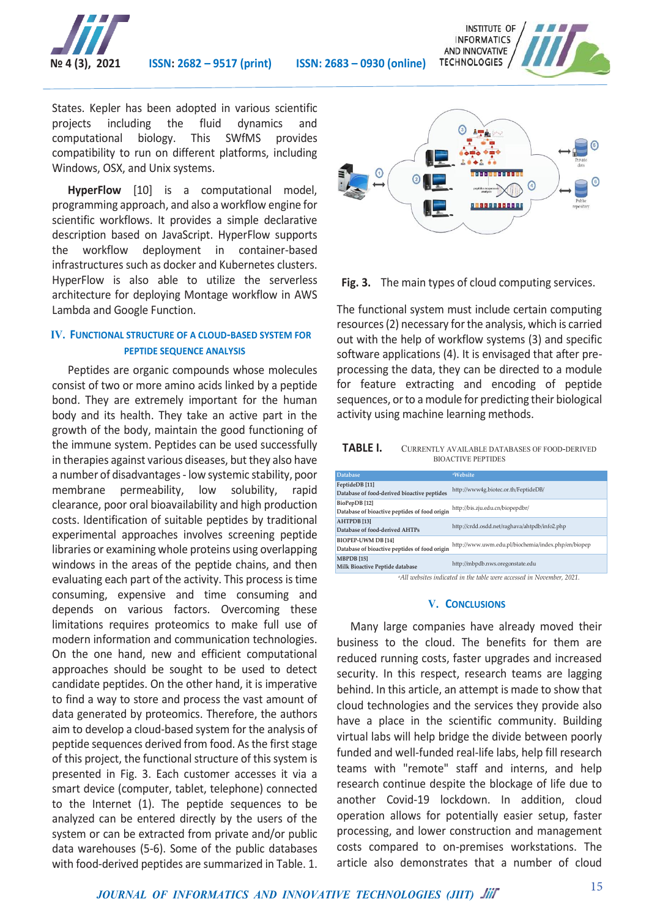States. Kepler has been adopted in various scientific projects including the fluid dynamics and computational biology. This SWfMS provides compatibility to run on different platforms, including Windows, OSX, and Unix systems.

**HyperFlow** [10] is a computational model, programming approach, and also a workflow engine for scientific workflows. It provides a simple declarative description based on JavaScript. HyperFlow supports the workflow deployment in container-based infrastructures such as docker and Kubernetes clusters. HyperFlow is also able to utilize the serverless architecture for deploying Montage workflow in AWS Lambda and Google Function.

## IV. Functional Structure of a Cloud-Based System for Peptide Sequence Analysis

Peptides are organic compounds whose molecules consist of two or more amino acids linked by a peptide bond. They are extremely important for the human body and its health. They take an active part in the growth of the body, maintain the good functioning of the immune system. Peptides can be used successfully in therapies against various diseases, but they also have a number of disadvantages - low systemic stability, poor membrane permeability, low solubility, rapid clearance, poor oral bioavailability and high production costs. Identification of suitable peptides by traditional experimental approaches involves screening peptide libraries or examining whole proteins using overlapping windows in the areas of the peptide chains, and then evaluating each part of the activity. This process is time consuming, expensive and time consuming and depends on various factors. Overcoming these limitations requires proteomics to make full use of modern information and communication technologies. On the one hand, new and efficient computational approaches should be sought to be used to detect candidate peptides. On the other hand, it is imperative to find a way to store and process the vast amount of data generated by proteomics. Therefore, the authors aim to develop a cloud-based system for the analysis of peptide sequences derived from food. As the first stage of this project, the functional structure of this system is presented in Fig. 3. Each customer accesses it via a smart device (computer, tablet, telephone) connected to the Internet (1). The peptide sequences to be analyzed can be entered directly by the users of the system or can be extracted from private and/or public data warehouses (5-6). Some of the public databases with food-derived peptides are summarized in Table. 1.

**Fig. 3.** The main types of cloud computing services.

The functional system must include certain computing resources (2) necessary for the analysis, which is carried out with the help of workflow systems (3) and specific software applications (4). It is envisaged that after pre-processing the data, they can be directed to a module for feature extracting and encoding of peptide sequences, or to a module for predicting their biological activity using machine learning methods.

**TABLE I.** Currently Available Databases of Food-Derived Bioactive Peptides

| Database | [a]Website |
|---|---|
| FeptideDB [11]<br>Database of food-derived bioactive peptides | http://www4g.biotec.or.th/FeptideDB/ |
| BioPepDB [12]<br>Database of bioactive peptides of food origin | http://bis.zju.edu.cn/biopepdbr/ |
| AHTPDB [13]<br>Database of food-derived AHTPs | http://crdd.osdd.net/raghava/ahtpdb/info2.php |
| BIOPEP-UWM DB [14]<br>Database of bioactive peptides of food origin | http://www.uwm.edu.pl/biochemia/index.php/en/biopep |
| MBPDB [15]<br>Milk Bioactive Peptide database | http://mbpdb.nws.oregonstate.edu |

[a]*All websites indicated in the table were accessed in November, 2021.*

## V. Conclusions

Many large companies have already moved their business to the cloud. The benefits for them are reduced running costs, faster upgrades and increased security. In this respect, research teams are lagging behind. In this article, an attempt is made to show that cloud technologies and the services they provide also have a place in the scientific community. Building virtual labs will help bridge the divide between poorly funded and well-funded real-life labs, help fill research teams with "remote" staff and interns, and help research continue despite the blockage of life due to another Covid-19 lockdown. In addition, cloud operation allows for potentially easier setup, faster processing, and lower construction and management costs compared to on-premises workstations. The article also demonstrates that a number of cloud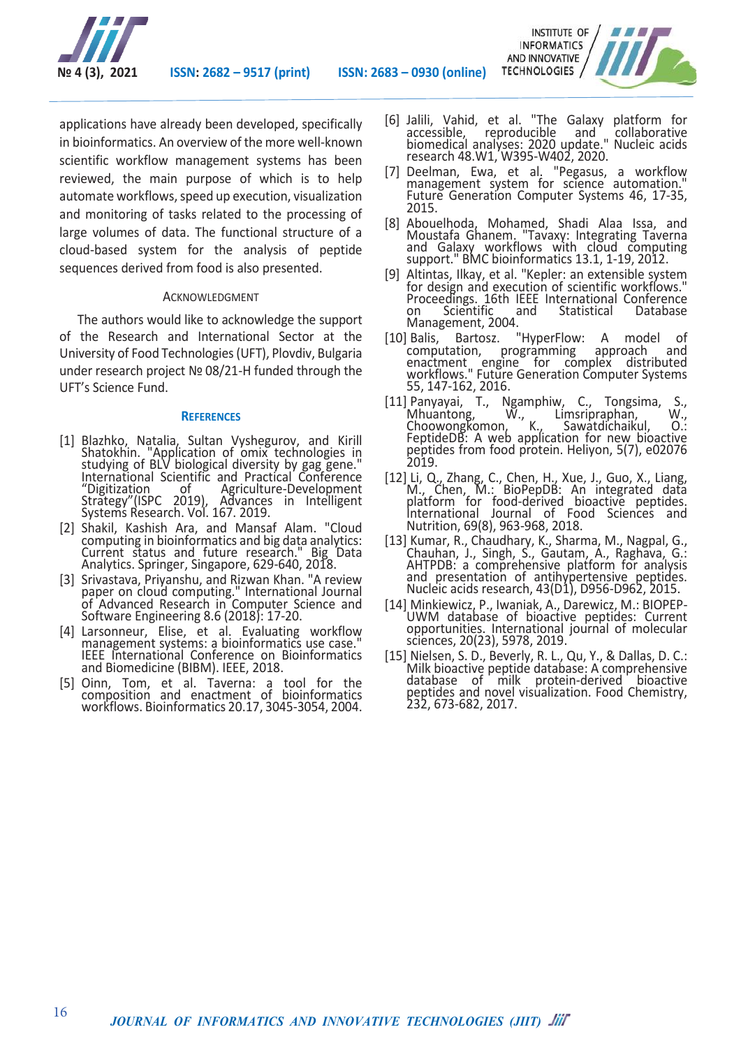applications have already been developed, specifically in bioinformatics. An overview of the more well-known scientific workflow management systems has been reviewed, the main purpose of which is to help automate workflows, speed up execution, visualization and monitoring of tasks related to the processing of large volumes of data. The functional structure of a cloud-based system for the analysis of peptide sequences derived from food is also presented.

## Acknowledgment

The authors would like to acknowledge the support of the Research and International Sector at the University of Food Technologies (UFT), Plovdiv, Bulgaria under research project № 08/21-H funded through the UFT's Science Fund.

## References

[1] Blazhko, Natalia, Sultan Vyshegurov, and Kirill Shatokhin. "Application of omix technologies in studying of BLV biological diversity by gag gene." International Scientific and Practical Conference "Digitization of Agriculture-Development Strategy"(ISPC 2019), Advances in Intelligent Systems Research. Vol. 167. 2019.

[2] Shakil, Kashish Ara, and Mansaf Alam. "Cloud computing in bioinformatics and big data analytics: Current status and future research." Big Data Analytics. Springer, Singapore, 629-640, 2018.

[3] Srivastava, Priyanshu, and Rizwan Khan. "A review paper on cloud computing." International Journal of Advanced Research in Computer Science and Software Engineering 8.6 (2018): 17-20.

[4] Larsonneur, Elise, et al. Evaluating workflow management systems: a bioinformatics use case." IEEE International Conference on Bioinformatics and Biomedicine (BIBM). IEEE, 2018.

[5] Oinn, Tom, et al. Taverna: a tool for the composition and enactment of bioinformatics workflows. Bioinformatics 20.17, 3045-3054, 2004.

[6] Jalili, Vahid, et al. "The Galaxy platform for accessible, reproducible and collaborative biomedical analyses: 2020 update." Nucleic acids research 48.W1, W395-W402, 2020.

[7] Deelman, Ewa, et al. "Pegasus, a workflow management system for science automation." Future Generation Computer Systems 46, 17-35, 2015.

[8] Abouelhoda, Mohamed, Shadi Alaa Issa, and Moustafa Ghanem. "Tavaxy: Integrating Taverna and Galaxy workflows with cloud computing support." BMC bioinformatics 13.1, 1-19, 2012.

[9] Altintas, Ilkay, et al. "Kepler: an extensible system for design and execution of scientific workflows." Proceedings. 16th IEEE International Conference on Scientific and Statistical Database Management, 2004.

[10] Balis, Bartosz. "HyperFlow: A model of computation, programming approach and enactment engine for complex distributed workflows." Future Generation Computer Systems 55, 147-162, 2016.

[11] Panyayai, T., Ngamphiw, C., Tongsima, S., Mhuantong, W., Limsripraphan, W., Choowongkomon, K., Sawatdichaikul, O.: FeptideDB: A web application for new bioactive peptides from food protein. Heliyon, 5(7), e02076 2019.

[12] Li, Q., Zhang, C., Chen, H., Xue, J., Guo, X., Liang, M., Chen, M.: BioPepDB: An integrated data platform for food-derived bioactive peptides. International Journal of Food Sciences and Nutrition, 69(8), 963-968, 2018.

[13] Kumar, R., Chaudhary, K., Sharma, M., Nagpal, G., Chauhan, J., Singh, S., Gautam, A., Raghava, G.: AHTPDB: a comprehensive platform for analysis and presentation of antihypertensive peptides. Nucleic acids research, 43(D1), D956-D962, 2015.

[14] Minkiewicz, P., Iwaniak, A., Darewicz, M.: BIOPEP-UWM database of bioactive peptides: Current opportunities. International journal of molecular sciences, 20(23), 5978, 2019.

[15] Nielsen, S. D., Beverly, R. L., Qu, Y., & Dallas, D. C.: Milk bioactive peptide database: A comprehensive database of milk protein-derived bioactive peptides and novel visualization. Food Chemistry, 232, 673-682, 2017.